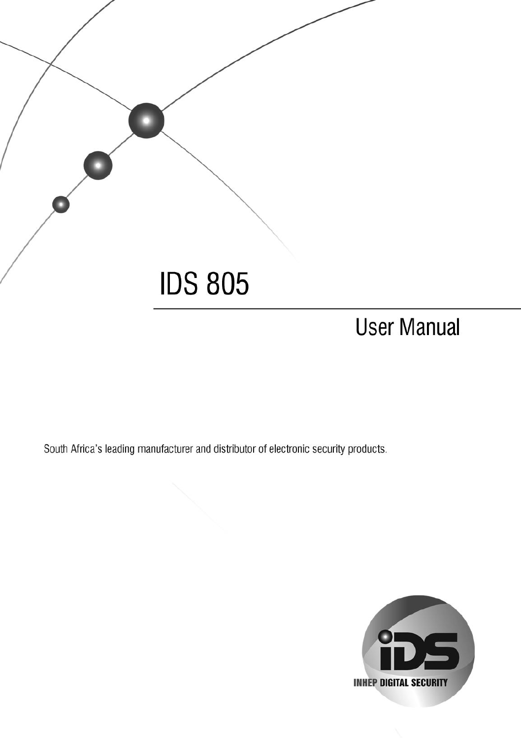# IDS 805

## User Manual

South Africa's leading manufacturer and distributor of electronic security products.

iDS

INHEP DIGITAL SECURITY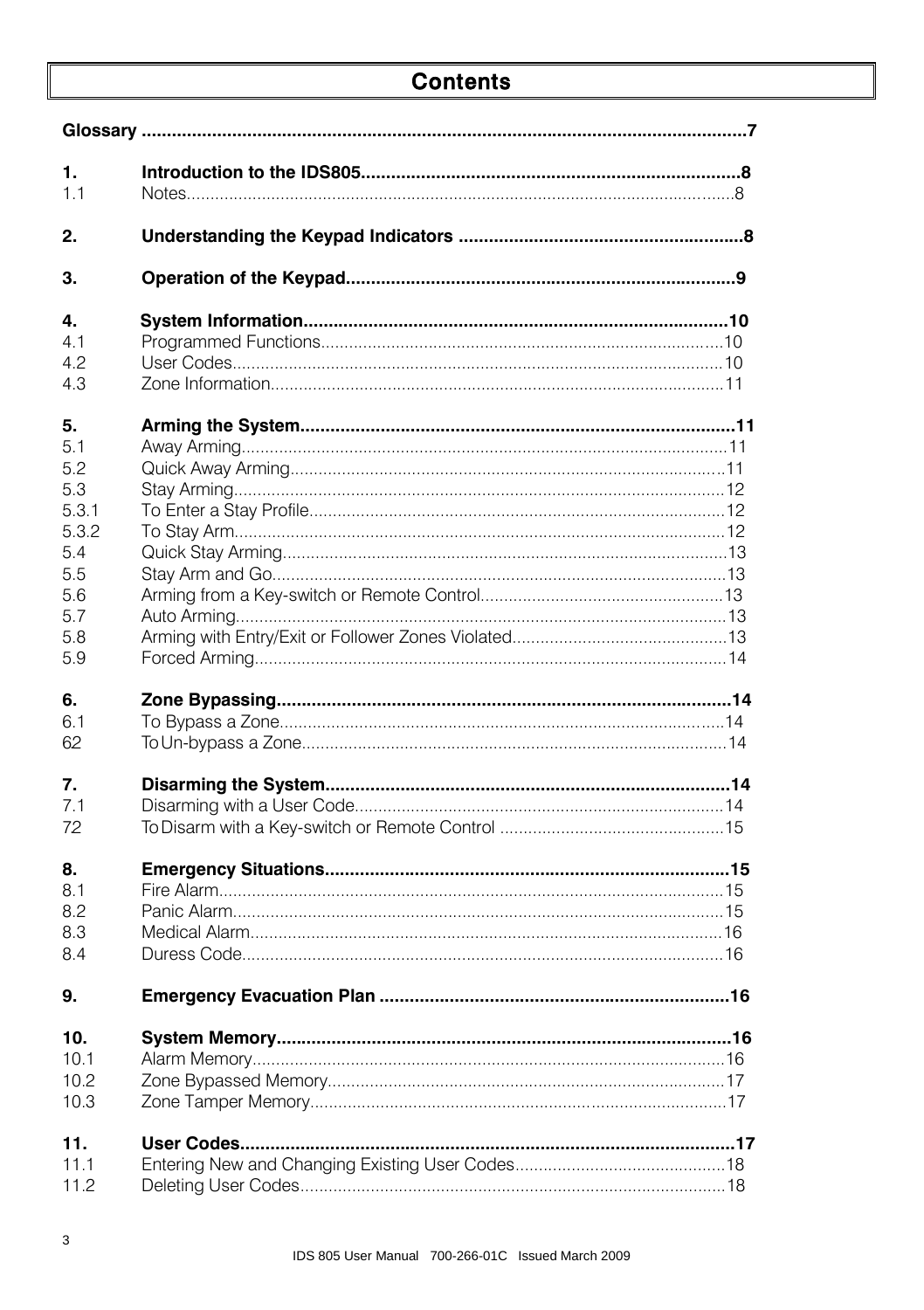# Contents

| | | |
|---|---|---|
| **Glossary** | | **7** |
| **1.** | **Introduction to the IDS805** | **8** |
| 1.1 | Notes | 8 |
| **2.** | **Understanding the Keypad Indicators** | **8** |
| **3.** | **Operation of the Keypad** | **9** |
| **4.** | **System Information** | **10** |
| 4.1 | Programmed Functions | 10 |
| 4.2 | User Codes | 10 |
| 4.3 | Zone Information | 11 |
| **5.** | **Arming the System** | **11** |
| 5.1 | Away Arming | 11 |
| 5.2 | Quick Away Arming | 11 |
| 5.3 | Stay Arming | 12 |
| 5.3.1 | To Enter a Stay Profile | 12 |
| 5.3.2 | To Stay Arm | 12 |
| 5.4 | Quick Stay Arming | 13 |
| 5.5 | Stay Arm and Go | 13 |
| 5.6 | Arming from a Key-switch or Remote Control | 13 |
| 5.7 | Auto Arming | 13 |
| 5.8 | Arming with Entry/Exit or Follower Zones Violated | 13 |
| 5.9 | Forced Arming | 14 |
| **6.** | **Zone Bypassing** | **14** |
| 6.1 | To Bypass a Zone | 14 |
| 62 | To Un-bypass a Zone | 14 |
| **7.** | **Disarming the System** | **14** |
| 7.1 | Disarming with a User Code | 14 |
| 72 | To Disarm with a Key-switch or Remote Control | 15 |
| **8.** | **Emergency Situations** | **15** |
| 8.1 | Fire Alarm | 15 |
| 8.2 | Panic Alarm | 15 |
| 8.3 | Medical Alarm | 16 |
| 8.4 | Duress Code | 16 |
| **9.** | **Emergency Evacuation Plan** | **16** |
| **10.** | **System Memory** | **16** |
| 10.1 | Alarm Memory | 16 |
| 10.2 | Zone Bypassed Memory | 17 |
| 10.3 | Zone Tamper Memory | 17 |
| **11.** | **User Codes** | **17** |
| 11.1 | Entering New and Changing Existing User Codes | 18 |
| 11.2 | Deleting User Codes | 18 |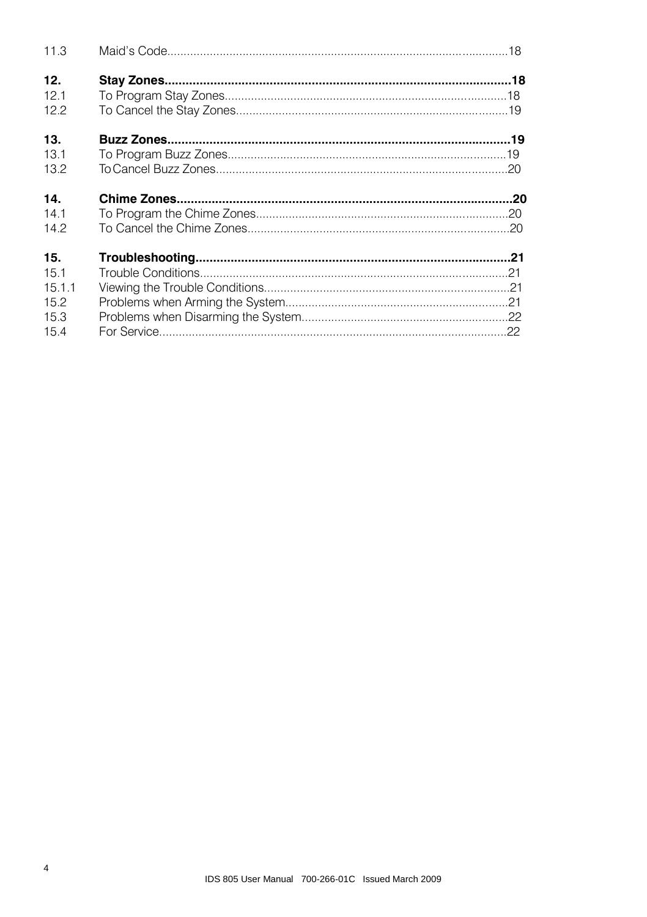| | | |
|---|---|---|
| 11.3 | Maid's Code | 18 |
| **12.** | **Stay Zones** | **18** |
| 12.1 | To Program Stay Zones | 18 |
| 12.2 | To Cancel the Stay Zones | 19 |
| **13.** | **Buzz Zones** | **19** |
| 13.1 | To Program Buzz Zones | 19 |
| 13.2 | To Cancel Buzz Zones | 20 |
| **14.** | **Chime Zones** | **20** |
| 14.1 | To Program the Chime Zones | 20 |
| 14.2 | To Cancel the Chime Zones | 20 |
| **15.** | **Troubleshooting** | **21** |
| 15.1 | Trouble Conditions | 21 |
| 15.1.1 | Viewing the Trouble Conditions | 21 |
| 15.2 | Problems when Arming the System | 21 |
| 15.3 | Problems when Disarming the System | 22 |
| 15.4 | For Service | 22 |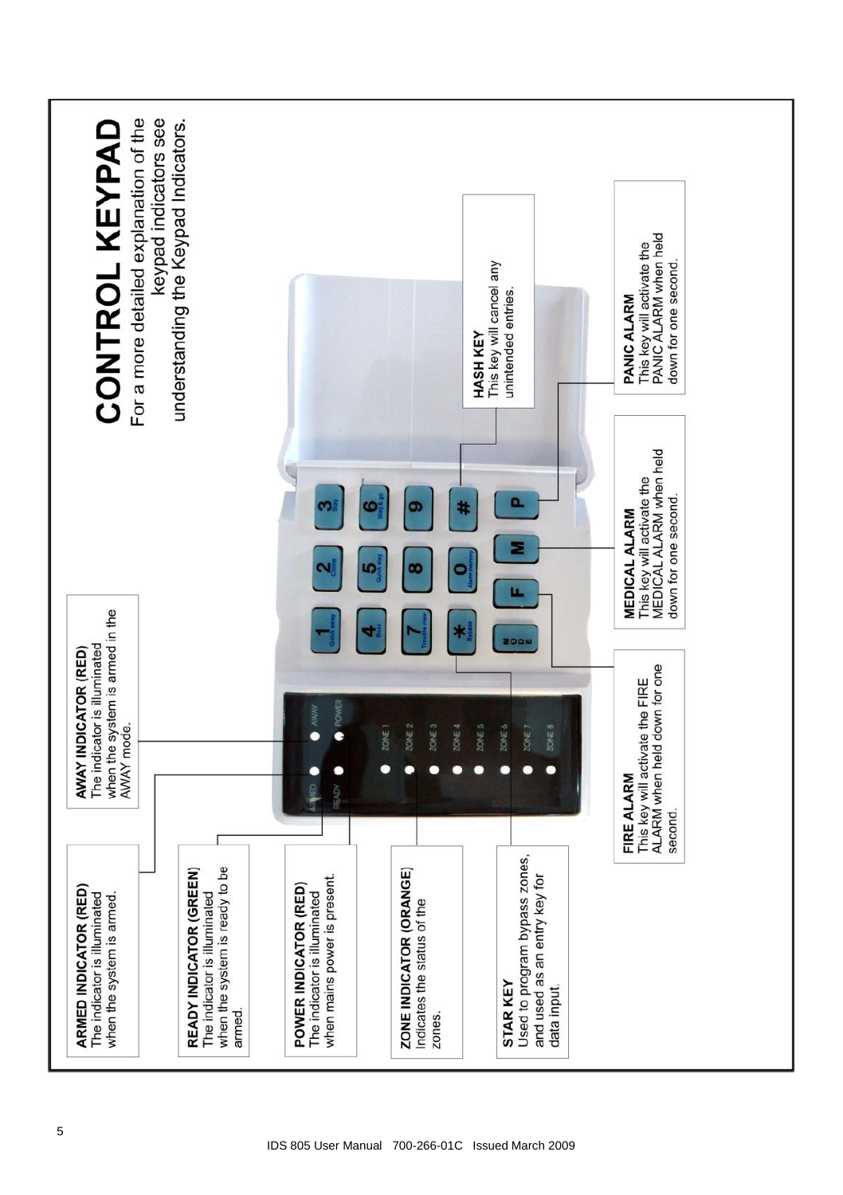# CONTROL KEYPAD

For a more detailed explanation of the keypad indicators see understanding the Keypad Indicators.

**ARMED INDICATOR (RED)**
The indicator is illuminated when the system is armed.

**READY INDICATOR (GREEN)**
The indicator is illuminated when the system is ready to be armed.

**POWER INDICATOR (RED)**
The indicator is illuminated when mains power is present.

**ZONE INDICATOR (ORANGE)**
Indicates the status of the zones.

**STAR KEY**
Used to program bypass zones, and used as an entry key for data input.

**AWAY INDICATOR (RED)**
The indicator is illuminated when the system is armed in the AWAY mode.

**FIRE ALARM**
This key will activate the FIRE ALARM when held down for one second.

**MEDICAL ALARM**
This key will activate the MEDICAL ALARM when held down for one second.

**PANIC ALARM**
This key will activate the PANIC ALARM when held down for one second.

**HASH KEY**
This key will cancel any unintended entries.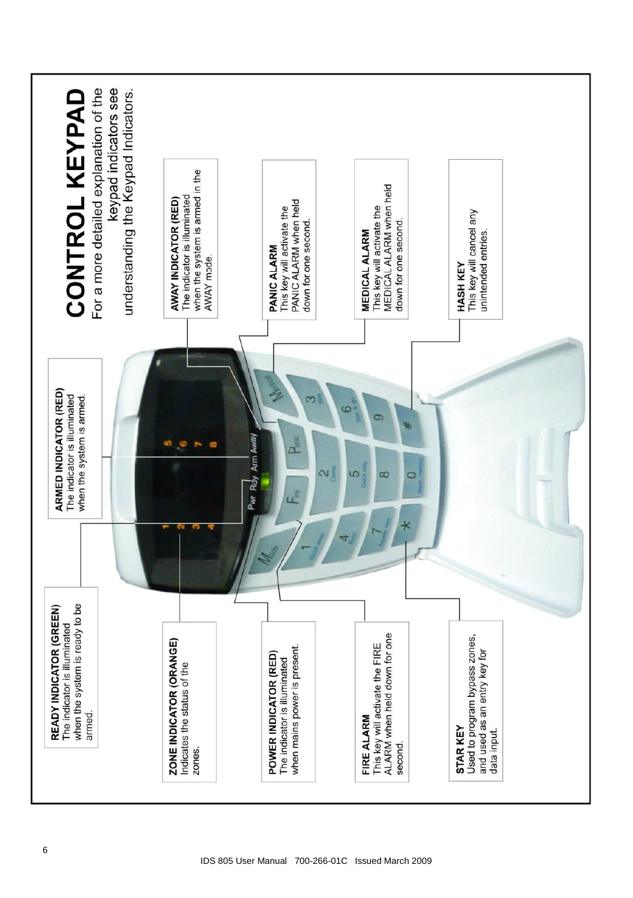# CONTROL KEYPAD

For a more detailed explanation of the keypad indicators see understanding the Keypad Indicators.

**READY INDICATOR (GREEN)**
The indicator is illuminated when the system is ready to be armed.

**ARMED INDICATOR (RED)**
The indicator is illuminated when the system is armed.

**AWAY INDICATOR (RED)**
The indicator is illuminated when the system is armed in the AWAY mode.

**ZONE INDICATOR (ORANGE)**
Indicates the status of the zones.

**PANIC ALARM**
This key will activate the PANIC ALARM when held down for one second.

**POWER INDICATOR (RED)**
The indicator is illuminated when mains power is present.

**MEDICAL ALARM**
This key will activate the MEDICAL ALARM when held down for one second.

**FIRE ALARM**
This key will activate the FIRE ALARM when held down for one second.

**HASH KEY**
This key will cancel any unintended entries.

**STAR KEY**
Used to program bypass zones, and used as an entry key for data input.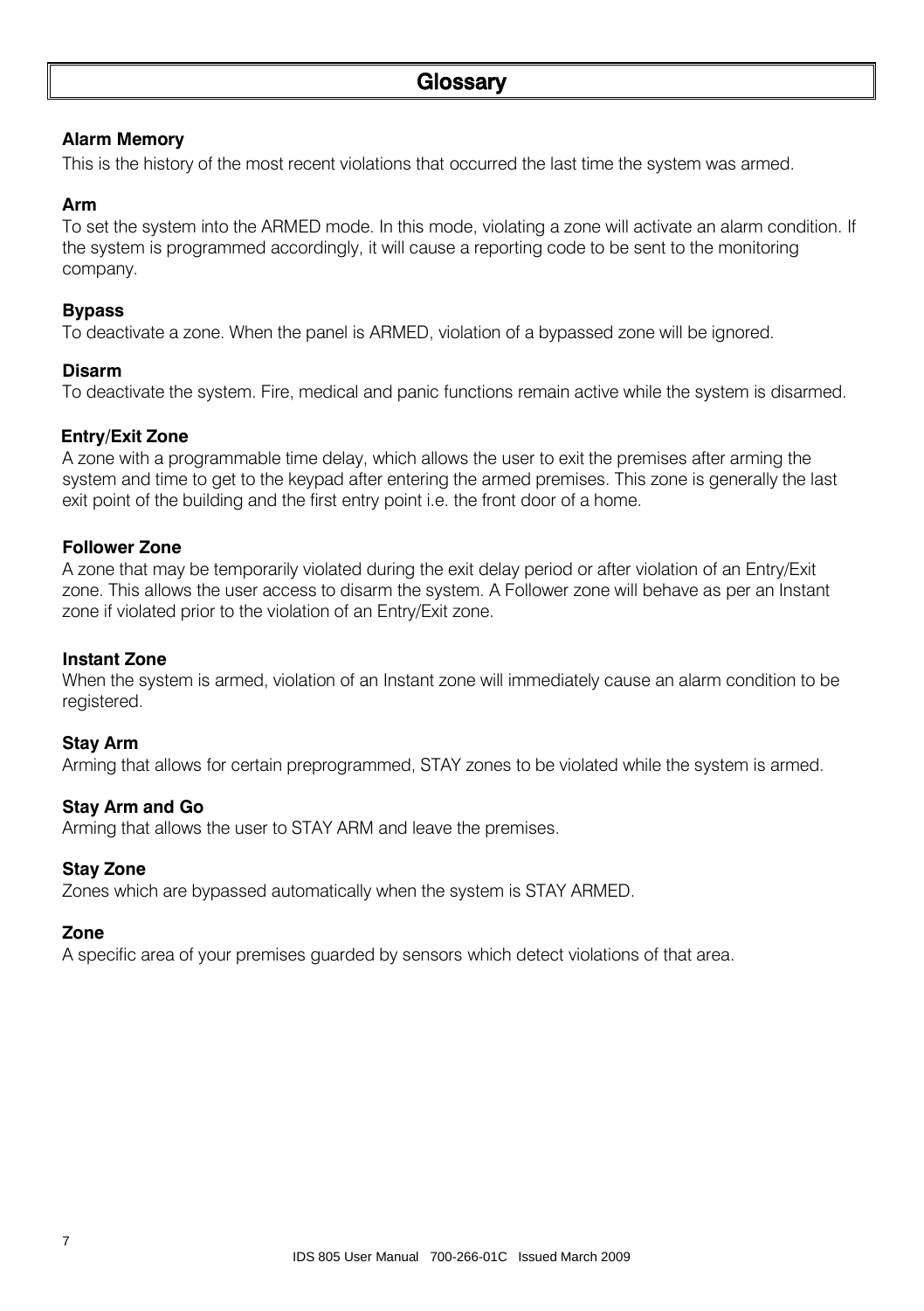# Glossary

**Alarm Memory**
This is the history of the most recent violations that occurred the last time the system was armed.

**Arm**
To set the system into the ARMED mode. In this mode, violating a zone will activate an alarm condition. If the system is programmed accordingly, it will cause a reporting code to be sent to the monitoring company.

**Bypass**
To deactivate a zone. When the panel is ARMED, violation of a bypassed zone will be ignored.

**Disarm**
To deactivate the system. Fire, medical and panic functions remain active while the system is disarmed.

**Entry/Exit Zone**
A zone with a programmable time delay, which allows the user to exit the premises after arming the system and time to get to the keypad after entering the armed premises. This zone is generally the last exit point of the building and the first entry point i.e. the front door of a home.

**Follower Zone**
A zone that may be temporarily violated during the exit delay period or after violation of an Entry/Exit zone. This allows the user access to disarm the system. A Follower zone will behave as per an Instant zone if violated prior to the violation of an Entry/Exit zone.

**Instant Zone**
When the system is armed, violation of an Instant zone will immediately cause an alarm condition to be registered.

**Stay Arm**
Arming that allows for certain preprogrammed, STAY zones to be violated while the system is armed.

**Stay Arm and Go**
Arming that allows the user to STAY ARM and leave the premises.

**Stay Zone**
Zones which are bypassed automatically when the system is STAY ARMED.

**Zone**
A specific area of your premises guarded by sensors which detect violations of that area.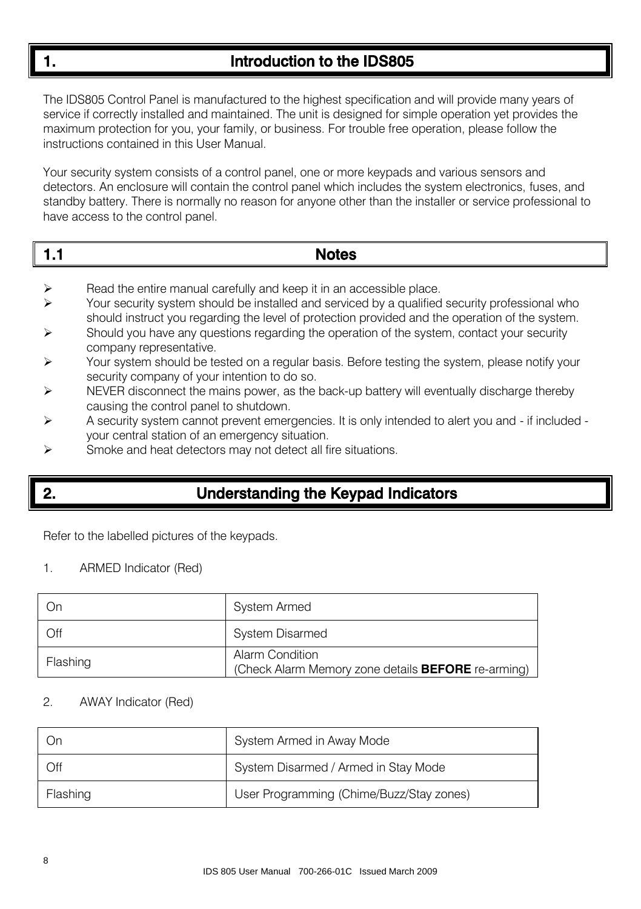# 1. Introduction to the IDS805

The IDS805 Control Panel is manufactured to the highest specification and will provide many years of service if correctly installed and maintained. The unit is designed for simple operation yet provides the maximum protection for you, your family, or business. For trouble free operation, please follow the instructions contained in this User Manual.

Your security system consists of a control panel, one or more keypads and various sensors and detectors. An enclosure will contain the control panel which includes the system electronics, fuses, and standby battery. There is normally no reason for anyone other than the installer or service professional to have access to the control panel.

## 1.1 Notes

- Read the entire manual carefully and keep it in an accessible place.
- Your security system should be installed and serviced by a qualified security professional who should instruct you regarding the level of protection provided and the operation of the system.
- Should you have any questions regarding the operation of the system, contact your security company representative.
- Your system should be tested on a regular basis. Before testing the system, please notify your security company of your intention to do so.
- NEVER disconnect the mains power, as the back-up battery will eventually discharge thereby causing the control panel to shutdown.
- A security system cannot prevent emergencies. It is only intended to alert you and - if included - your central station of an emergency situation.
- Smoke and heat detectors may not detect all fire situations.

# 2. Understanding the Keypad Indicators

Refer to the labelled pictures of the keypads.

1. ARMED Indicator (Red)

| | |
|---|---|
| On | System Armed |
| Off | System Disarmed |
| Flashing | Alarm Condition<br>(Check Alarm Memory zone details **BEFORE** re-arming) |

2. AWAY Indicator (Red)

| | |
|---|---|
| On | System Armed in Away Mode |
| Off | System Disarmed / Armed in Stay Mode |
| Flashing | User Programming (Chime/Buzz/Stay zones) |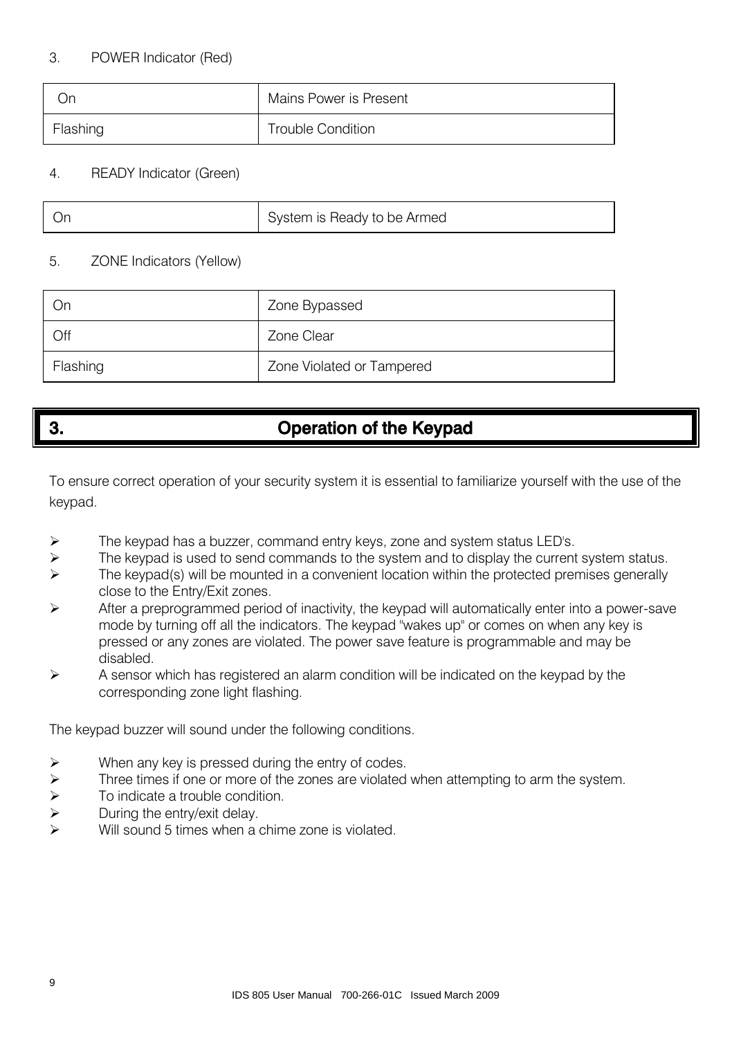3. POWER Indicator (Red)

| On | Mains Power is Present |
| --- | --- |
| Flashing | Trouble Condition |

4. READY Indicator (Green)

| On | System is Ready to be Armed |
| --- | --- |

5. ZONE Indicators (Yellow)

| On | Zone Bypassed |
| --- | --- |
| Off | Zone Clear |
| Flashing | Zone Violated or Tampered |

# 3. Operation of the Keypad

To ensure correct operation of your security system it is essential to familiarize yourself with the use of the keypad.

- The keypad has a buzzer, command entry keys, zone and system status LED's.
- The keypad is used to send commands to the system and to display the current system status.
- The keypad(s) will be mounted in a convenient location within the protected premises generally close to the Entry/Exit zones.
- After a preprogrammed period of inactivity, the keypad will automatically enter into a power-save mode by turning off all the indicators. The keypad "wakes up" or comes on when any key is pressed or any zones are violated. The power save feature is programmable and may be disabled.
- A sensor which has registered an alarm condition will be indicated on the keypad by the corresponding zone light flashing.

The keypad buzzer will sound under the following conditions.

- When any key is pressed during the entry of codes.
- Three times if one or more of the zones are violated when attempting to arm the system.
- To indicate a trouble condition.
- During the entry/exit delay.
- Will sound 5 times when a chime zone is violated.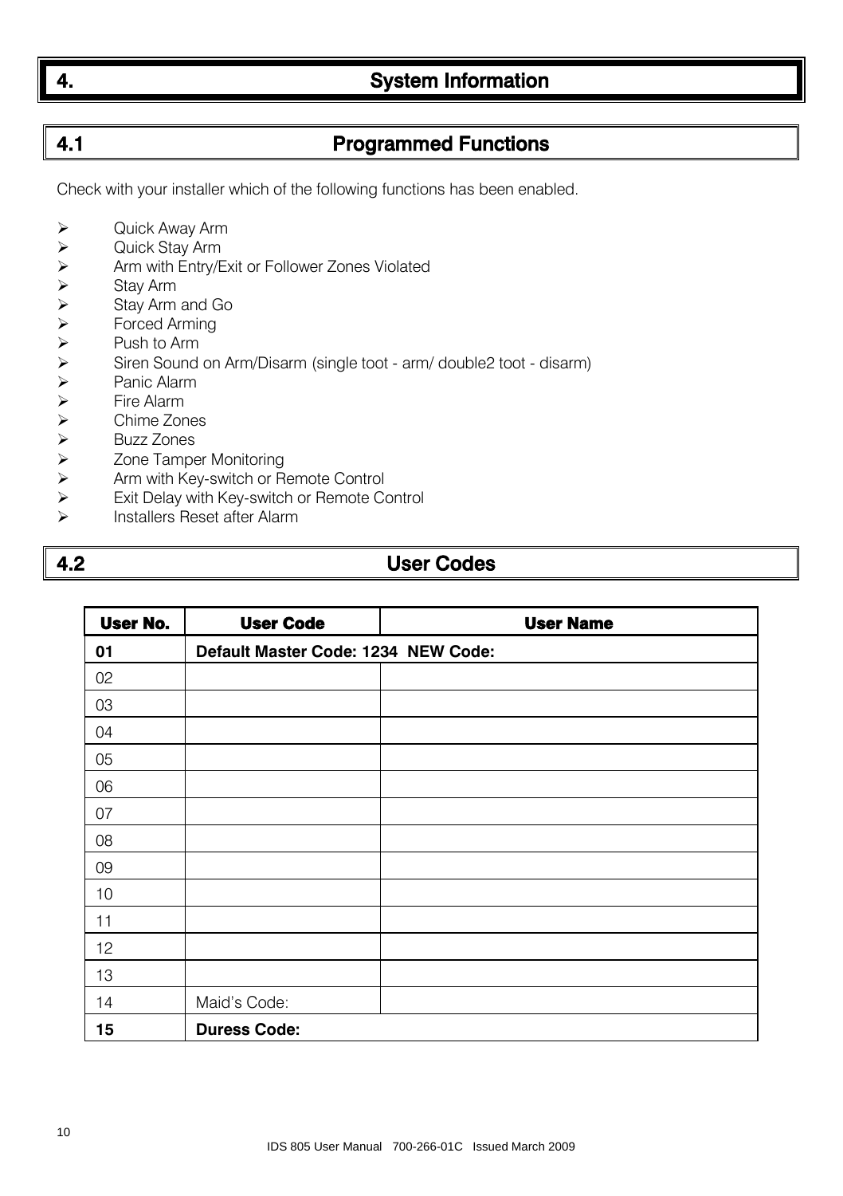# 4. System Information

## 4.1 Programmed Functions

Check with your installer which of the following functions has been enabled.

- Quick Away Arm
- Quick Stay Arm
- Arm with Entry/Exit or Follower Zones Violated
- Stay Arm
- Stay Arm and Go
- Forced Arming
- Push to Arm
- Siren Sound on Arm/Disarm (single toot - arm/ double2 toot - disarm)
- Panic Alarm
- Fire Alarm
- Chime Zones
- Buzz Zones
- Zone Tamper Monitoring
- Arm with Key-switch or Remote Control
- Exit Delay with Key-switch or Remote Control
- Installers Reset after Alarm

## 4.2 User Codes

| User No. | User Code | User Name |
|---|---|---|
| **01** | **Default Master Code: 1234 NEW Code:** | |
| 02 | | |
| 03 | | |
| 04 | | |
| 05 | | |
| 06 | | |
| 07 | | |
| 08 | | |
| 09 | | |
| 10 | | |
| 11 | | |
| 12 | | |
| 13 | | |
| 14 | Maid's Code: | |
| **15** | **Duress Code:** | |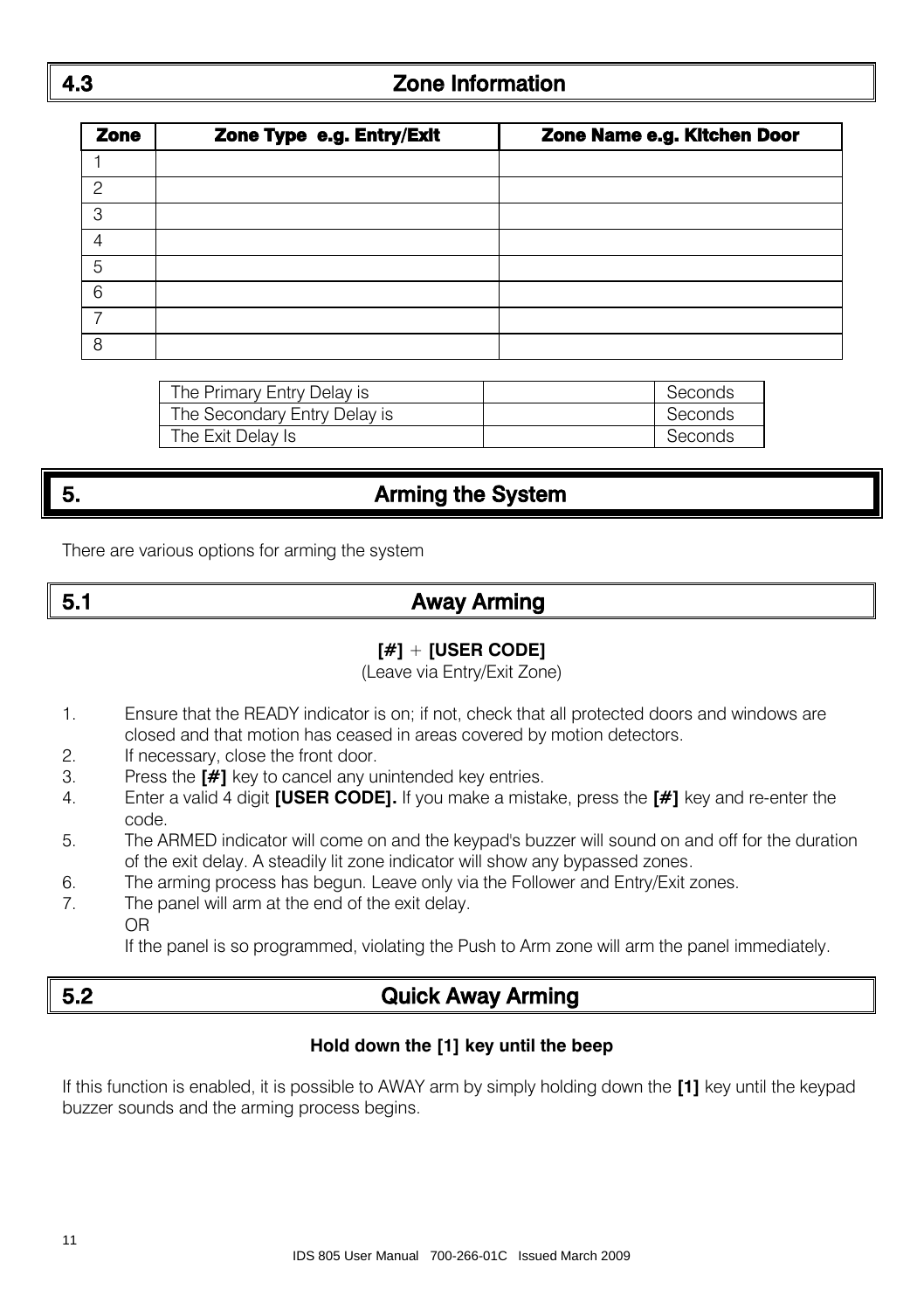## 4.3 Zone Information

| Zone | Zone Type e.g. Entry/Exit | Zone Name e.g. Kitchen Door |
|---|---|---|
| 1 | | |
| 2 | | |
| 3 | | |
| 4 | | |
| 5 | | |
| 6 | | |
| 7 | | |
| 8 | | |

| | | |
|---|---|---|
| The Primary Entry Delay is | | Seconds |
| The Secondary Entry Delay is | | Seconds |
| The Exit Delay Is | | Seconds |

# 5. Arming the System

There are various options for arming the system

## 5.1 Away Arming

**[#]** + **[USER CODE]**

(Leave via Entry/Exit Zone)

1. Ensure that the READY indicator is on; if not, check that all protected doors and windows are closed and that motion has ceased in areas covered by motion detectors.
2. If necessary, close the front door.
3. Press the **[#]** key to cancel any unintended key entries.
4. Enter a valid 4 digit **[USER CODE].** If you make a mistake, press the **[#]** key and re-enter the code.
5. The ARMED indicator will come on and the keypad's buzzer will sound on and off for the duration of the exit delay. A steadily lit zone indicator will show any bypassed zones.
6. The arming process has begun. Leave only via the Follower and Entry/Exit zones.
7. The panel will arm at the end of the exit delay.
   OR
   If the panel is so programmed, violating the Push to Arm zone will arm the panel immediately.

## 5.2 Quick Away Arming

**Hold down the [1] key until the beep**

If this function is enabled, it is possible to AWAY arm by simply holding down the **[1]** key until the keypad buzzer sounds and the arming process begins.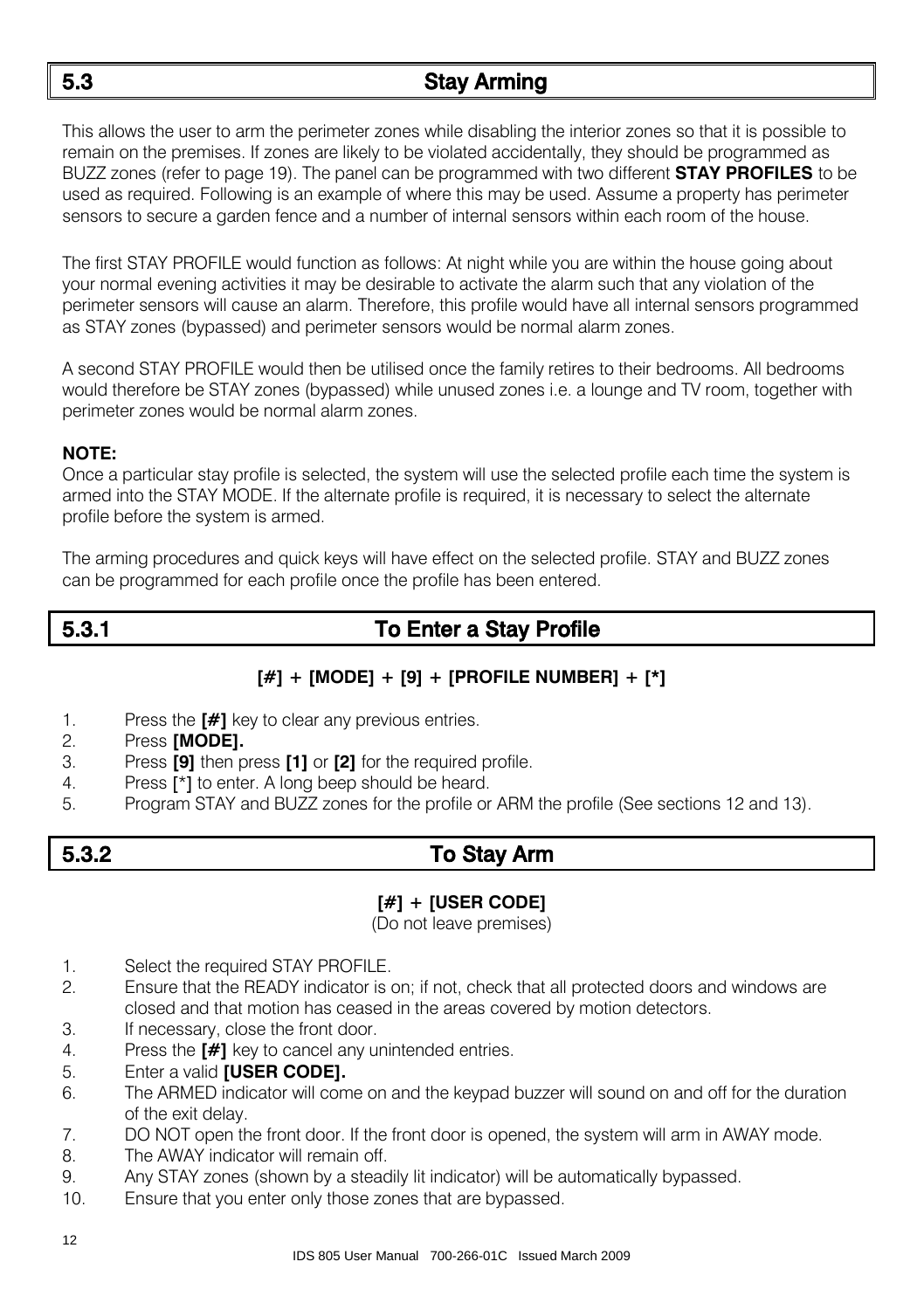## 5.3 Stay Arming

This allows the user to arm the perimeter zones while disabling the interior zones so that it is possible to remain on the premises. If zones are likely to be violated accidentally, they should be programmed as BUZZ zones (refer to page 19). The panel can be programmed with two different **STAY PROFILES** to be used as required. Following is an example of where this may be used. Assume a property has perimeter sensors to secure a garden fence and a number of internal sensors within each room of the house.

The first STAY PROFILE would function as follows: At night while you are within the house going about your normal evening activities it may be desirable to activate the alarm such that any violation of the perimeter sensors will cause an alarm. Therefore, this profile would have all internal sensors programmed as STAY zones (bypassed) and perimeter sensors would be normal alarm zones.

A second STAY PROFILE would then be utilised once the family retires to their bedrooms. All bedrooms would therefore be STAY zones (bypassed) while unused zones i.e. a lounge and TV room, together with perimeter zones would be normal alarm zones.

**NOTE:**
Once a particular stay profile is selected, the system will use the selected profile each time the system is armed into the STAY MODE. If the alternate profile is required, it is necessary to select the alternate profile before the system is armed.

The arming procedures and quick keys will have effect on the selected profile. STAY and BUZZ zones can be programmed for each profile once the profile has been entered.

### 5.3.1 To Enter a Stay Profile

**[#] + [MODE] + [9] + [PROFILE NUMBER] + [*]**

1. Press the **[#]** key to clear any previous entries.
2. Press **[MODE].**
3. Press **[9]** then press **[1]** or **[2]** for the required profile.
4. Press [*] to enter. A long beep should be heard.
5. Program STAY and BUZZ zones for the profile or ARM the profile (See sections 12 and 13).

### 5.3.2 To Stay Arm

**[#] + [USER CODE]**
(Do not leave premises)

1. Select the required STAY PROFILE.
2. Ensure that the READY indicator is on; if not, check that all protected doors and windows are closed and that motion has ceased in the areas covered by motion detectors.
3. If necessary, close the front door.
4. Press the **[#]** key to cancel any unintended entries.
5. Enter a valid **[USER CODE].**
6. The ARMED indicator will come on and the keypad buzzer will sound on and off for the duration of the exit delay.
7. DO NOT open the front door. If the front door is opened, the system will arm in AWAY mode.
8. The AWAY indicator will remain off.
9. Any STAY zones (shown by a steadily lit indicator) will be automatically bypassed.
10. Ensure that you enter only those zones that are bypassed.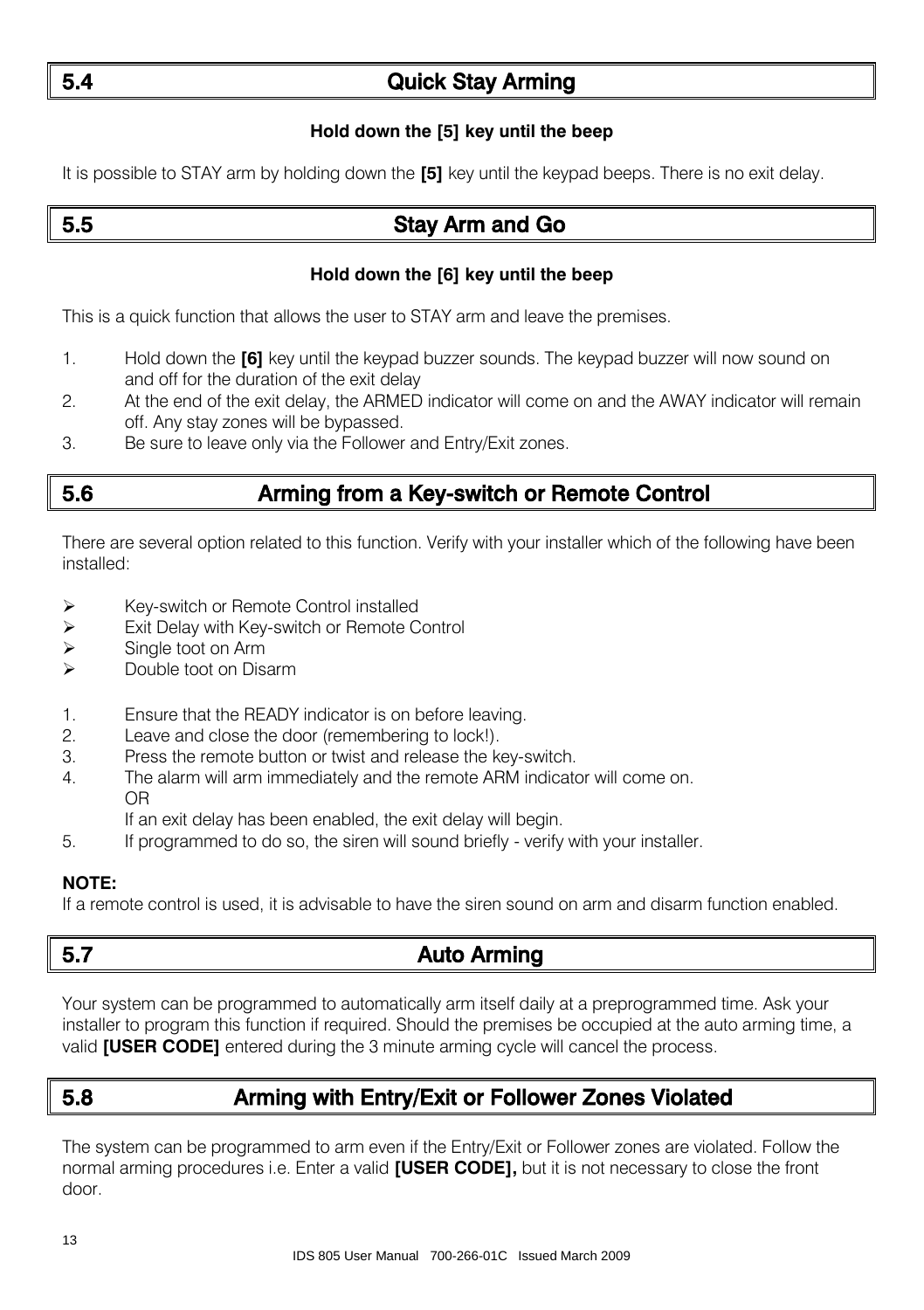## 5.4 Quick Stay Arming

**Hold down the [5] key until the beep**

It is possible to STAY arm by holding down the **[5]** key until the keypad beeps. There is no exit delay.

## 5.5 Stay Arm and Go

**Hold down the [6] key until the beep**

This is a quick function that allows the user to STAY arm and leave the premises.

1. Hold down the **[6]** key until the keypad buzzer sounds. The keypad buzzer will now sound on and off for the duration of the exit delay
2. At the end of the exit delay, the ARMED indicator will come on and the AWAY indicator will remain off. Any stay zones will be bypassed.
3. Be sure to leave only via the Follower and Entry/Exit zones.

## 5.6 Arming from a Key-switch or Remote Control

There are several option related to this function. Verify with your installer which of the following have been installed:

- Key-switch or Remote Control installed
- Exit Delay with Key-switch or Remote Control
- Single toot on Arm
- Double toot on Disarm

1. Ensure that the READY indicator is on before leaving.
2. Leave and close the door (remembering to lock!).
3. Press the remote button or twist and release the key-switch.
4. The alarm will arm immediately and the remote ARM indicator will come on.
   OR
   If an exit delay has been enabled, the exit delay will begin.
5. If programmed to do so, the siren will sound briefly - verify with your installer.

**NOTE:**
If a remote control is used, it is advisable to have the siren sound on arm and disarm function enabled.

## 5.7 Auto Arming

Your system can be programmed to automatically arm itself daily at a preprogrammed time. Ask your installer to program this function if required. Should the premises be occupied at the auto arming time, a valid **[USER CODE]** entered during the 3 minute arming cycle will cancel the process.

## 5.8 Arming with Entry/Exit or Follower Zones Violated

The system can be programmed to arm even if the Entry/Exit or Follower zones are violated. Follow the normal arming procedures i.e. Enter a valid **[USER CODE],** but it is not necessary to close the front door.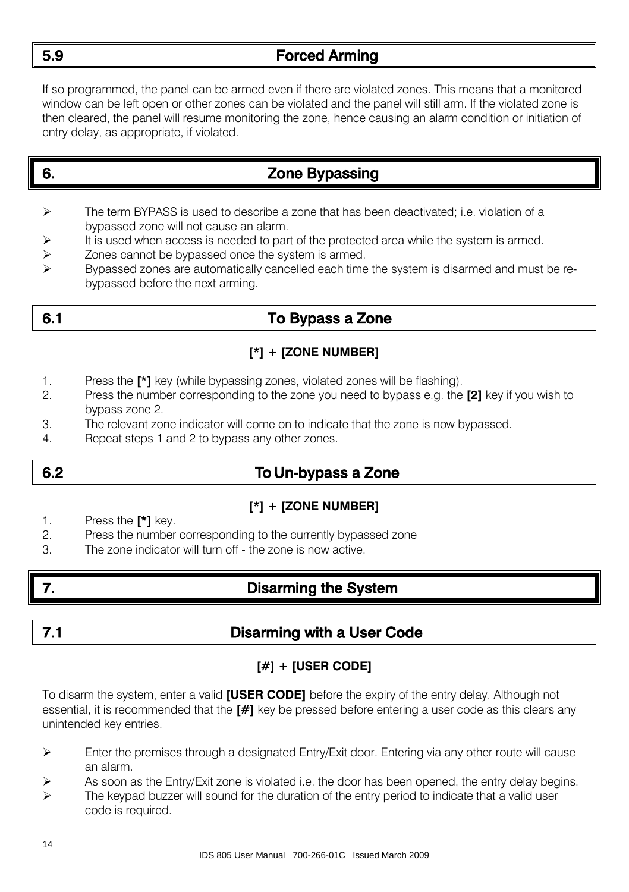## 5.9 Forced Arming

If so programmed, the panel can be armed even if there are violated zones. This means that a monitored window can be left open or other zones can be violated and the panel will still arm. If the violated zone is then cleared, the panel will resume monitoring the zone, hence causing an alarm condition or initiation of entry delay, as appropriate, if violated.

# 6. Zone Bypassing

- The term BYPASS is used to describe a zone that has been deactivated; i.e. violation of a bypassed zone will not cause an alarm.
- It is used when access is needed to part of the protected area while the system is armed.
- Zones cannot be bypassed once the system is armed.
- Bypassed zones are automatically cancelled each time the system is disarmed and must be re-bypassed before the next arming.

## 6.1 To Bypass a Zone

**[*] + [ZONE NUMBER]**

1. Press the **[*]** key (while bypassing zones, violated zones will be flashing).
2. Press the number corresponding to the zone you need to bypass e.g. the **[2]** key if you wish to bypass zone 2.
3. The relevant zone indicator will come on to indicate that the zone is now bypassed.
4. Repeat steps 1 and 2 to bypass any other zones.

## 6.2 To Un-bypass a Zone

**[*] + [ZONE NUMBER]**

1. Press the **[*]** key.
2. Press the number corresponding to the currently bypassed zone
3. The zone indicator will turn off - the zone is now active.

# 7. Disarming the System

## 7.1 Disarming with a User Code

**[#] + [USER CODE]**

To disarm the system, enter a valid **[USER CODE]** before the expiry of the entry delay. Although not essential, it is recommended that the **[#]** key be pressed before entering a user code as this clears any unintended key entries.

- Enter the premises through a designated Entry/Exit door. Entering via any other route will cause an alarm.
- As soon as the Entry/Exit zone is violated i.e. the door has been opened, the entry delay begins.
- The keypad buzzer will sound for the duration of the entry period to indicate that a valid user code is required.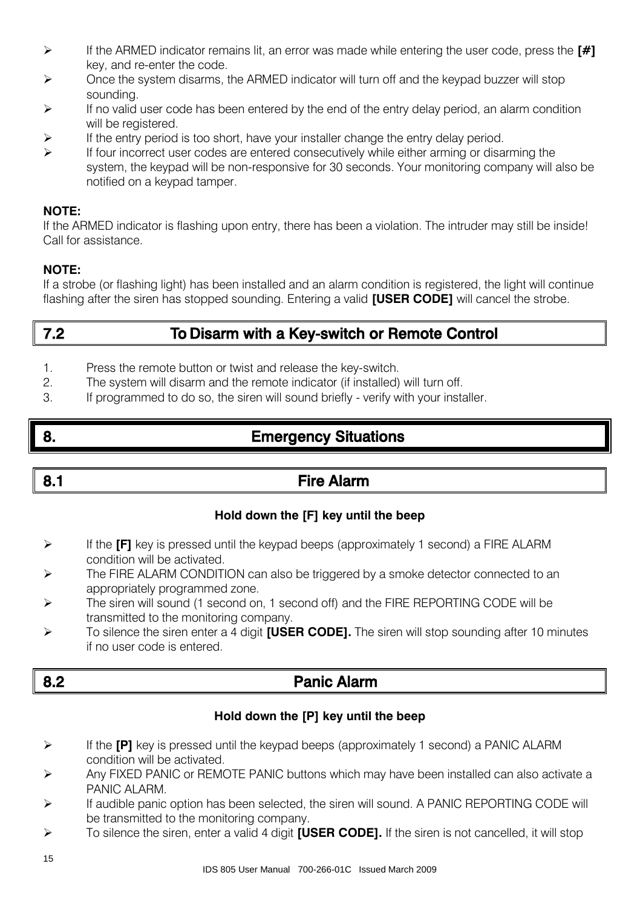- If the ARMED indicator remains lit, an error was made while entering the user code, press the **[#]** key, and re-enter the code.
- Once the system disarms, the ARMED indicator will turn off and the keypad buzzer will stop sounding.
- If no valid user code has been entered by the end of the entry delay period, an alarm condition will be registered.
- If the entry period is too short, have your installer change the entry delay period.
- If four incorrect user codes are entered consecutively while either arming or disarming the system, the keypad will be non-responsive for 30 seconds. Your monitoring company will also be notified on a keypad tamper.

**NOTE:**
If the ARMED indicator is flashing upon entry, there has been a violation. The intruder may still be inside! Call for assistance.

**NOTE:**
If a strobe (or flashing light) has been installed and an alarm condition is registered, the light will continue flashing after the siren has stopped sounding. Entering a valid **[USER CODE]** will cancel the strobe.

## 7.2 To Disarm with a Key-switch or Remote Control

1. Press the remote button or twist and release the key-switch.
2. The system will disarm and the remote indicator (if installed) will turn off.
3. If programmed to do so, the siren will sound briefly - verify with your installer.

# 8. Emergency Situations

## 8.1 Fire Alarm

**Hold down the [F] key until the beep**

- If the **[F]** key is pressed until the keypad beeps (approximately 1 second) a FIRE ALARM condition will be activated.
- The FIRE ALARM CONDITION can also be triggered by a smoke detector connected to an appropriately programmed zone.
- The siren will sound (1 second on, 1 second off) and the FIRE REPORTING CODE will be transmitted to the monitoring company.
- To silence the siren enter a 4 digit **[USER CODE].** The siren will stop sounding after 10 minutes if no user code is entered.

## 8.2 Panic Alarm

**Hold down the [P] key until the beep**

- If the **[P]** key is pressed until the keypad beeps (approximately 1 second) a PANIC ALARM condition will be activated.
- Any FIXED PANIC or REMOTE PANIC buttons which may have been installed can also activate a PANIC ALARM.
- If audible panic option has been selected, the siren will sound. A PANIC REPORTING CODE will be transmitted to the monitoring company.
- To silence the siren, enter a valid 4 digit **[USER CODE].** If the siren is not cancelled, it will stop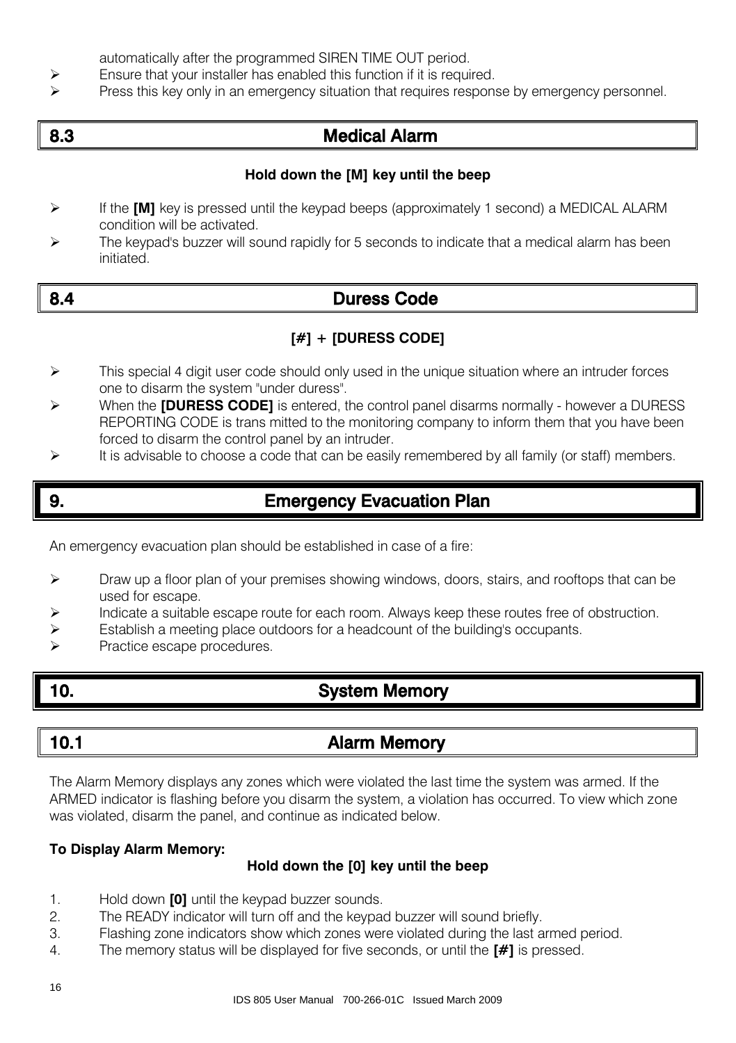automatically after the programmed SIREN TIME OUT period.

- Ensure that your installer has enabled this function if it is required.
- Press this key only in an emergency situation that requires response by emergency personnel.

## 8.3 Medical Alarm

**Hold down the [M] key until the beep**

- If the **[M]** key is pressed until the keypad beeps (approximately 1 second) a MEDICAL ALARM condition will be activated.
- The keypad's buzzer will sound rapidly for 5 seconds to indicate that a medical alarm has been initiated.

## 8.4 Duress Code

**[#] + [DURESS CODE]**

- This special 4 digit user code should only used in the unique situation where an intruder forces one to disarm the system "under duress".
- When the **[DURESS CODE]** is entered, the control panel disarms normally - however a DURESS REPORTING CODE is trans mitted to the monitoring company to inform them that you have been forced to disarm the control panel by an intruder.
- It is advisable to choose a code that can be easily remembered by all family (or staff) members.

# 9. Emergency Evacuation Plan

An emergency evacuation plan should be established in case of a fire:

- Draw up a floor plan of your premises showing windows, doors, stairs, and rooftops that can be used for escape.
- Indicate a suitable escape route for each room. Always keep these routes free of obstruction.
- Establish a meeting place outdoors for a headcount of the building's occupants.
- Practice escape procedures.

# 10. System Memory

## 10.1 Alarm Memory

The Alarm Memory displays any zones which were violated the last time the system was armed. If the ARMED indicator is flashing before you disarm the system, a violation has occurred. To view which zone was violated, disarm the panel, and continue as indicated below.

**To Display Alarm Memory:**

**Hold down the [0] key until the beep**

1. Hold down **[0]** until the keypad buzzer sounds.
2. The READY indicator will turn off and the keypad buzzer will sound briefly.
3. Flashing zone indicators show which zones were violated during the last armed period.
4. The memory status will be displayed for five seconds, or until the **[#]** is pressed.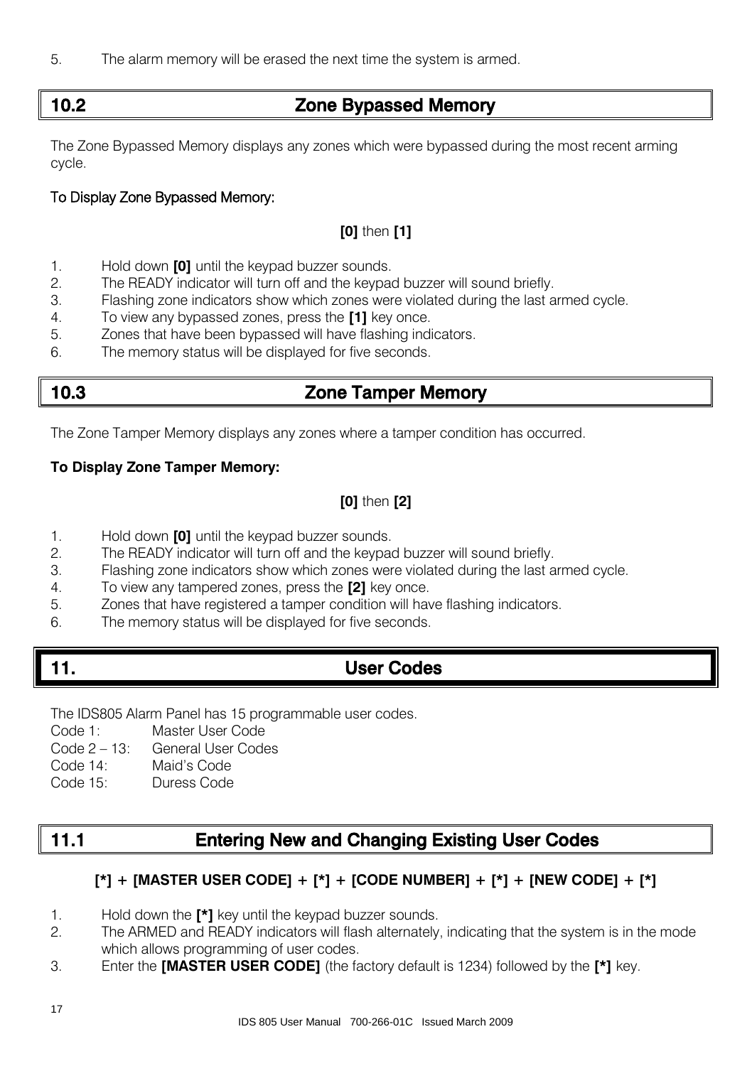5. The alarm memory will be erased the next time the system is armed.

## 10.2 Zone Bypassed Memory

The Zone Bypassed Memory displays any zones which were bypassed during the most recent arming cycle.

**To Display Zone Bypassed Memory:**

**[0]** then **[1]**

1. Hold down **[0]** until the keypad buzzer sounds.
2. The READY indicator will turn off and the keypad buzzer will sound briefly.
3. Flashing zone indicators show which zones were violated during the last armed cycle.
4. To view any bypassed zones, press the **[1]** key once.
5. Zones that have been bypassed will have flashing indicators.
6. The memory status will be displayed for five seconds.

## 10.3 Zone Tamper Memory

The Zone Tamper Memory displays any zones where a tamper condition has occurred.

**To Display Zone Tamper Memory:**

**[0]** then **[2]**

1. Hold down **[0]** until the keypad buzzer sounds.
2. The READY indicator will turn off and the keypad buzzer will sound briefly.
3. Flashing zone indicators show which zones were violated during the last armed cycle.
4. To view any tampered zones, press the **[2]** key once.
5. Zones that have registered a tamper condition will have flashing indicators.
6. The memory status will be displayed for five seconds.

# 11. User Codes

The IDS805 Alarm Panel has 15 programmable user codes.

Code 1: Master User Code
Code 2 – 13: General User Codes
Code 14: Maid's Code
Code 15: Duress Code

## 11.1 Entering New and Changing Existing User Codes

**[*] + [MASTER USER CODE] + [*] + [CODE NUMBER] + [*] + [NEW CODE] + [*]**

1. Hold down the **[*]** key until the keypad buzzer sounds.
2. The ARMED and READY indicators will flash alternately, indicating that the system is in the mode which allows programming of user codes.
3. Enter the **[MASTER USER CODE]** (the factory default is 1234) followed by the **[*]** key.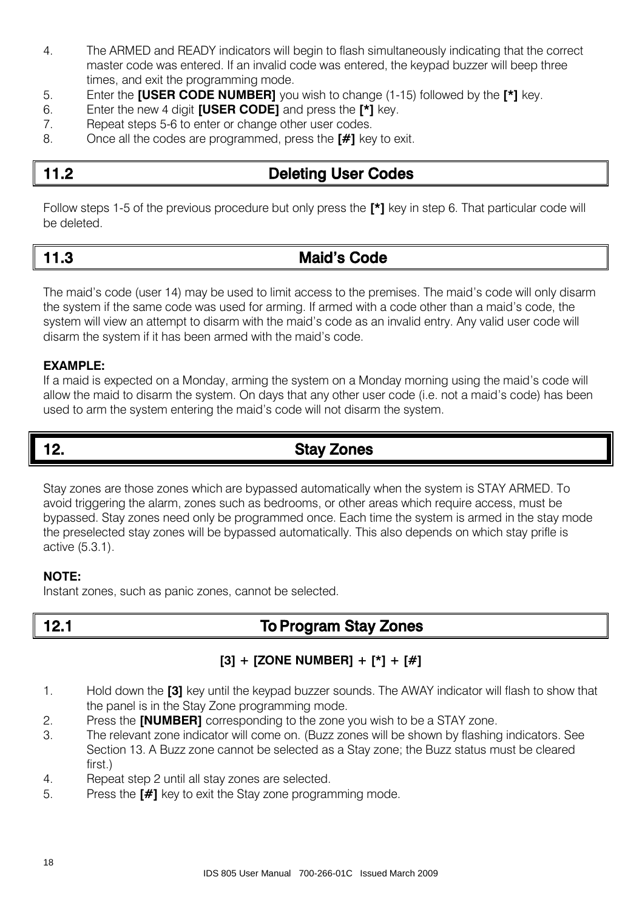4. The ARMED and READY indicators will begin to flash simultaneously indicating that the correct master code was entered. If an invalid code was entered, the keypad buzzer will beep three times, and exit the programming mode.
5. Enter the **[USER CODE NUMBER]** you wish to change (1-15) followed by the **[*]** key.
6. Enter the new 4 digit **[USER CODE]** and press the **[*]** key.
7. Repeat steps 5-6 to enter or change other user codes.
8. Once all the codes are programmed, press the **[#]** key to exit.

## 11.2 Deleting User Codes

Follow steps 1-5 of the previous procedure but only press the **[*]** key in step 6. That particular code will be deleted.

## 11.3 Maid's Code

The maid's code (user 14) may be used to limit access to the premises. The maid's code will only disarm the system if the same code was used for arming. If armed with a code other than a maid's code, the system will view an attempt to disarm with the maid's code as an invalid entry. Any valid user code will disarm the system if it has been armed with the maid's code.

**EXAMPLE:**
If a maid is expected on a Monday, arming the system on a Monday morning using the maid's code will allow the maid to disarm the system. On days that any other user code (i.e. not a maid's code) has been used to arm the system entering the maid's code will not disarm the system.

# 12. Stay Zones

Stay zones are those zones which are bypassed automatically when the system is STAY ARMED. To avoid triggering the alarm, zones such as bedrooms, or other areas which require access, must be bypassed. Stay zones need only be programmed once. Each time the system is armed in the stay mode the preselected stay zones will be bypassed automatically. This also depends on which stay prifle is active (5.3.1).

**NOTE:**
Instant zones, such as panic zones, cannot be selected.

## 12.1 To Program Stay Zones

**[3] + [ZONE NUMBER] + [*] + [#]**

1. Hold down the **[3]** key until the keypad buzzer sounds. The AWAY indicator will flash to show that the panel is in the Stay Zone programming mode.
2. Press the **[NUMBER]** corresponding to the zone you wish to be a STAY zone.
3. The relevant zone indicator will come on. (Buzz zones will be shown by flashing indicators. See Section 13. A Buzz zone cannot be selected as a Stay zone; the Buzz status must be cleared first.)
4. Repeat step 2 until all stay zones are selected.
5. Press the **[#]** key to exit the Stay zone programming mode.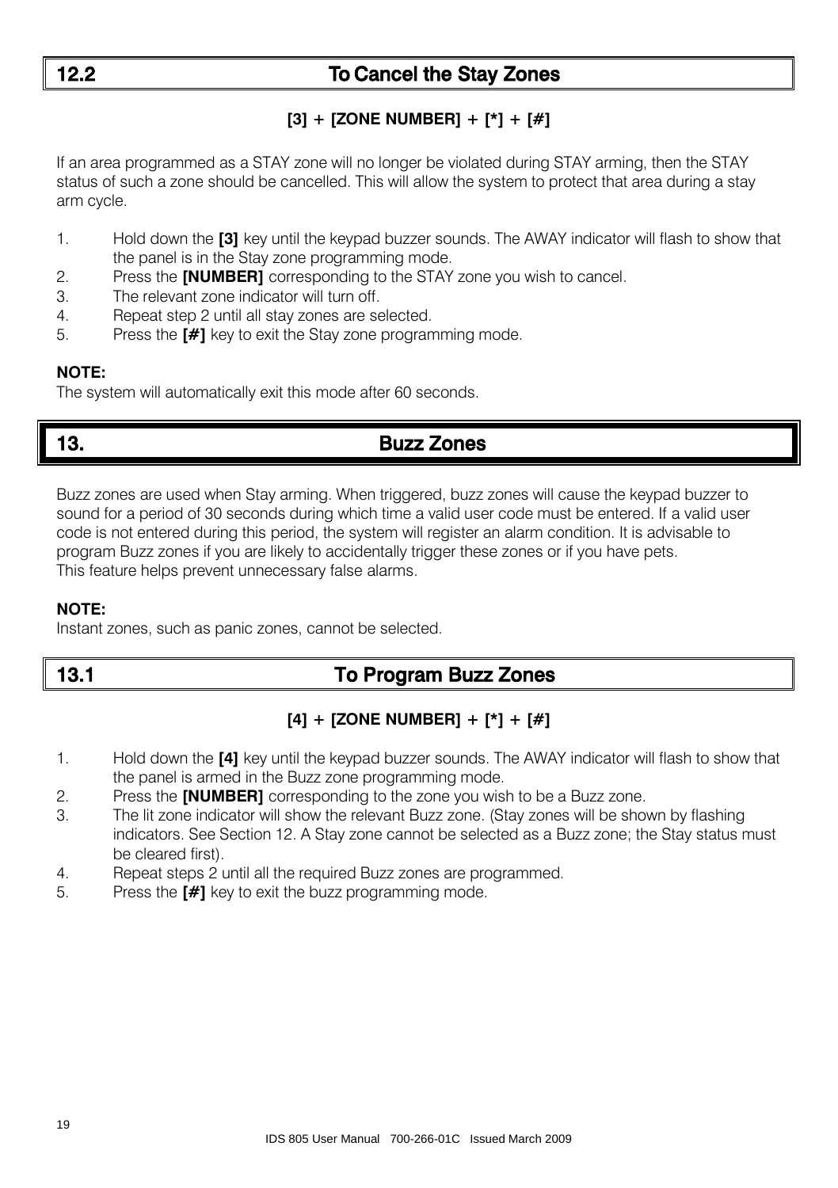## 12.2 To Cancel the Stay Zones

**[3] + [ZONE NUMBER] + [*] + [#]**

If an area programmed as a STAY zone will no longer be violated during STAY arming, then the STAY status of such a zone should be cancelled. This will allow the system to protect that area during a stay arm cycle.

1. Hold down the **[3]** key until the keypad buzzer sounds. The AWAY indicator will flash to show that the panel is in the Stay zone programming mode.
2. Press the **[NUMBER]** corresponding to the STAY zone you wish to cancel.
3. The relevant zone indicator will turn off.
4. Repeat step 2 until all stay zones are selected.
5. Press the **[#]** key to exit the Stay zone programming mode.

**NOTE:**
The system will automatically exit this mode after 60 seconds.

# 13. Buzz Zones

Buzz zones are used when Stay arming. When triggered, buzz zones will cause the keypad buzzer to sound for a period of 30 seconds during which time a valid user code must be entered. If a valid user code is not entered during this period, the system will register an alarm condition. It is advisable to program Buzz zones if you are likely to accidentally trigger these zones or if you have pets.
This feature helps prevent unnecessary false alarms.

**NOTE:**
Instant zones, such as panic zones, cannot be selected.

## 13.1 To Program Buzz Zones

**[4] + [ZONE NUMBER] + [*] + [#]**

1. Hold down the **[4]** key until the keypad buzzer sounds. The AWAY indicator will flash to show that the panel is armed in the Buzz zone programming mode.
2. Press the **[NUMBER]** corresponding to the zone you wish to be a Buzz zone.
3. The lit zone indicator will show the relevant Buzz zone. (Stay zones will be shown by flashing indicators. See Section 12. A Stay zone cannot be selected as a Buzz zone; the Stay status must be cleared first).
4. Repeat steps 2 until all the required Buzz zones are programmed.
5. Press the **[#]** key to exit the buzz programming mode.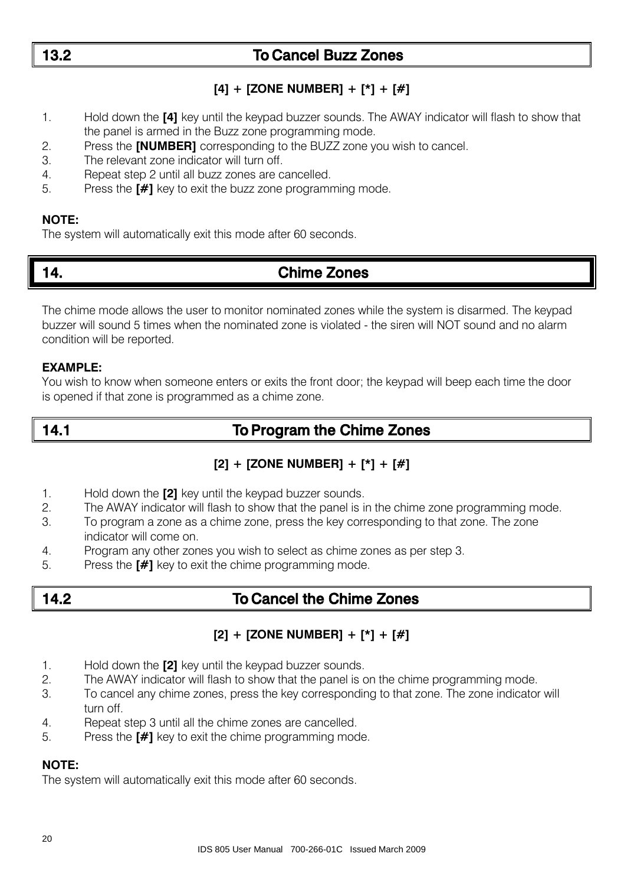## 13.2 To Cancel Buzz Zones

**[4] + [ZONE NUMBER] + [*] + [#]**

1. Hold down the **[4]** key until the keypad buzzer sounds. The AWAY indicator will flash to show that the panel is armed in the Buzz zone programming mode.
2. Press the **[NUMBER]** corresponding to the BUZZ zone you wish to cancel.
3. The relevant zone indicator will turn off.
4. Repeat step 2 until all buzz zones are cancelled.
5. Press the **[#]** key to exit the buzz zone programming mode.

**NOTE:**
The system will automatically exit this mode after 60 seconds.

# 14. Chime Zones

The chime mode allows the user to monitor nominated zones while the system is disarmed. The keypad buzzer will sound 5 times when the nominated zone is violated - the siren will NOT sound and no alarm condition will be reported.

**EXAMPLE:**
You wish to know when someone enters or exits the front door; the keypad will beep each time the door is opened if that zone is programmed as a chime zone.

## 14.1 To Program the Chime Zones

**[2] + [ZONE NUMBER] + [*] + [#]**

1. Hold down the **[2]** key until the keypad buzzer sounds.
2. The AWAY indicator will flash to show that the panel is in the chime zone programming mode.
3. To program a zone as a chime zone, press the key corresponding to that zone. The zone indicator will come on.
4. Program any other zones you wish to select as chime zones as per step 3.
5. Press the **[#]** key to exit the chime programming mode.

## 14.2 To Cancel the Chime Zones

**[2] + [ZONE NUMBER] + [*] + [#]**

1. Hold down the **[2]** key until the keypad buzzer sounds.
2. The AWAY indicator will flash to show that the panel is on the chime programming mode.
3. To cancel any chime zones, press the key corresponding to that zone. The zone indicator will turn off.
4. Repeat step 3 until all the chime zones are cancelled.
5. Press the **[#]** key to exit the chime programming mode.

**NOTE:**
The system will automatically exit this mode after 60 seconds.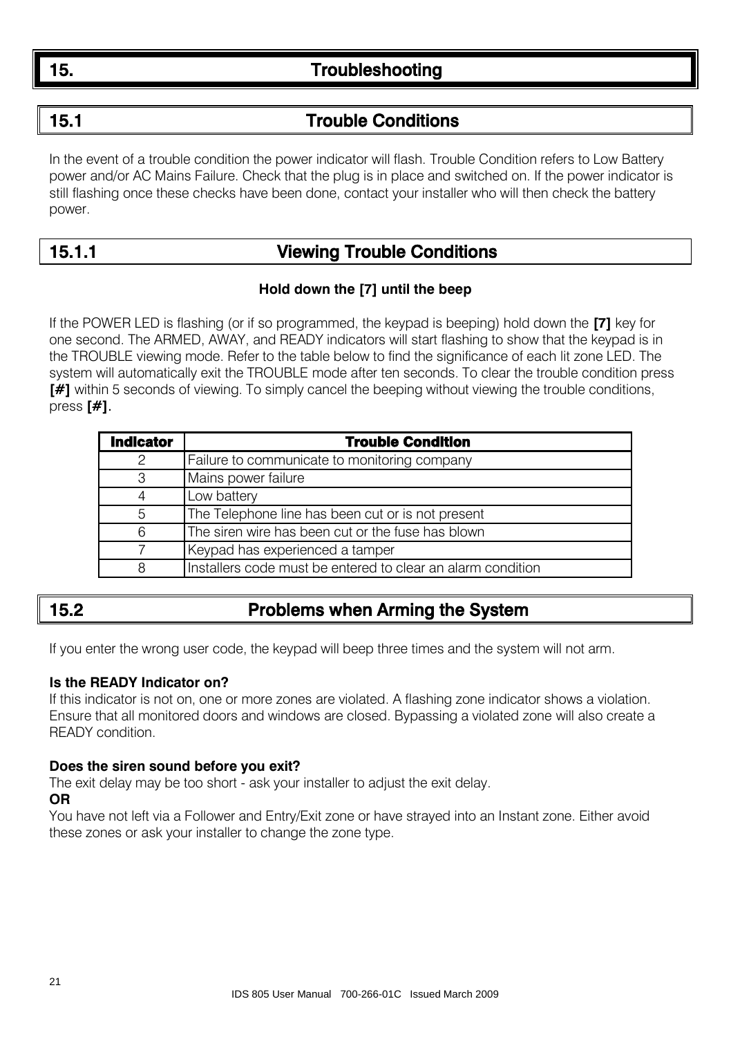# 15. Troubleshooting

## 15.1 Trouble Conditions

In the event of a trouble condition the power indicator will flash. Trouble Condition refers to Low Battery power and/or AC Mains Failure. Check that the plug is in place and switched on. If the power indicator is still flashing once these checks have been done, contact your installer who will then check the battery power.

### 15.1.1 Viewing Trouble Conditions

**Hold down the [7] until the beep**

If the POWER LED is flashing (or if so programmed, the keypad is beeping) hold down the **[7]** key for one second. The ARMED, AWAY, and READY indicators will start flashing to show that the keypad is in the TROUBLE viewing mode. Refer to the table below to find the significance of each lit zone LED. The system will automatically exit the TROUBLE mode after ten seconds. To clear the trouble condition press **[#]** within 5 seconds of viewing. To simply cancel the beeping without viewing the trouble conditions, press **[#]**.

| Indicator | Trouble Condition |
|---|---|
| 2 | Failure to communicate to monitoring company |
| 3 | Mains power failure |
| 4 | Low battery |
| 5 | The Telephone line has been cut or is not present |
| 6 | The siren wire has been cut or the fuse has blown |
| 7 | Keypad has experienced a tamper |
| 8 | Installers code must be entered to clear an alarm condition |

## 15.2 Problems when Arming the System

If you enter the wrong user code, the keypad will beep three times and the system will not arm.

**Is the READY Indicator on?**
If this indicator is not on, one or more zones are violated. A flashing zone indicator shows a violation. Ensure that all monitored doors and windows are closed. Bypassing a violated zone will also create a READY condition.

**Does the siren sound before you exit?**
The exit delay may be too short - ask your installer to adjust the exit delay.
**OR**
You have not left via a Follower and Entry/Exit zone or have strayed into an Instant zone. Either avoid these zones or ask your installer to change the zone type.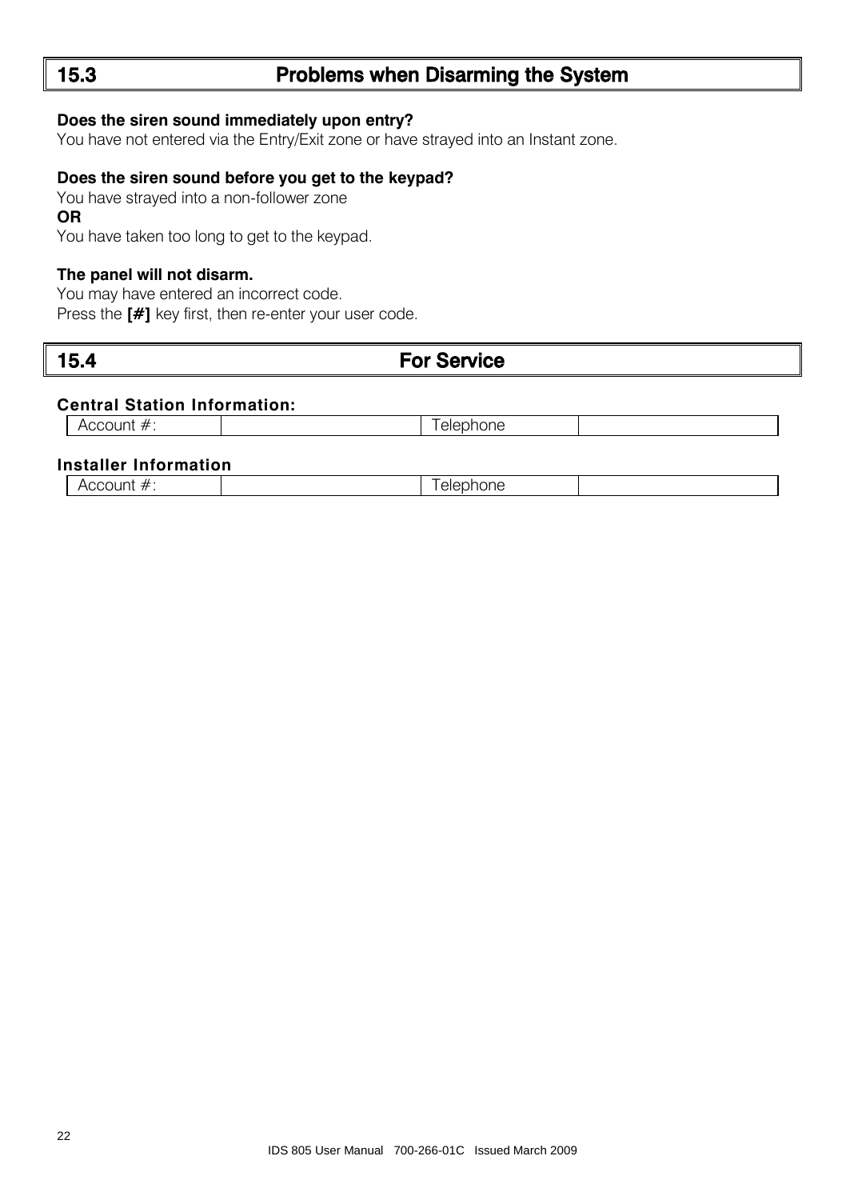## 15.3 Problems when Disarming the System

**Does the siren sound immediately upon entry?**
You have not entered via the Entry/Exit zone or have strayed into an Instant zone.

**Does the siren sound before you get to the keypad?**
You have strayed into a non-follower zone
**OR**
You have taken too long to get to the keypad.

**The panel will not disarm.**
You may have entered an incorrect code.
Press the **[#]** key first, then re-enter your user code.

## 15.4 For Service

**Central Station Information:**

| Account #: | | Telephone | |
|---|---|---|---|

**Installer Information**

| Account #: | | Telephone | |
|---|---|---|---|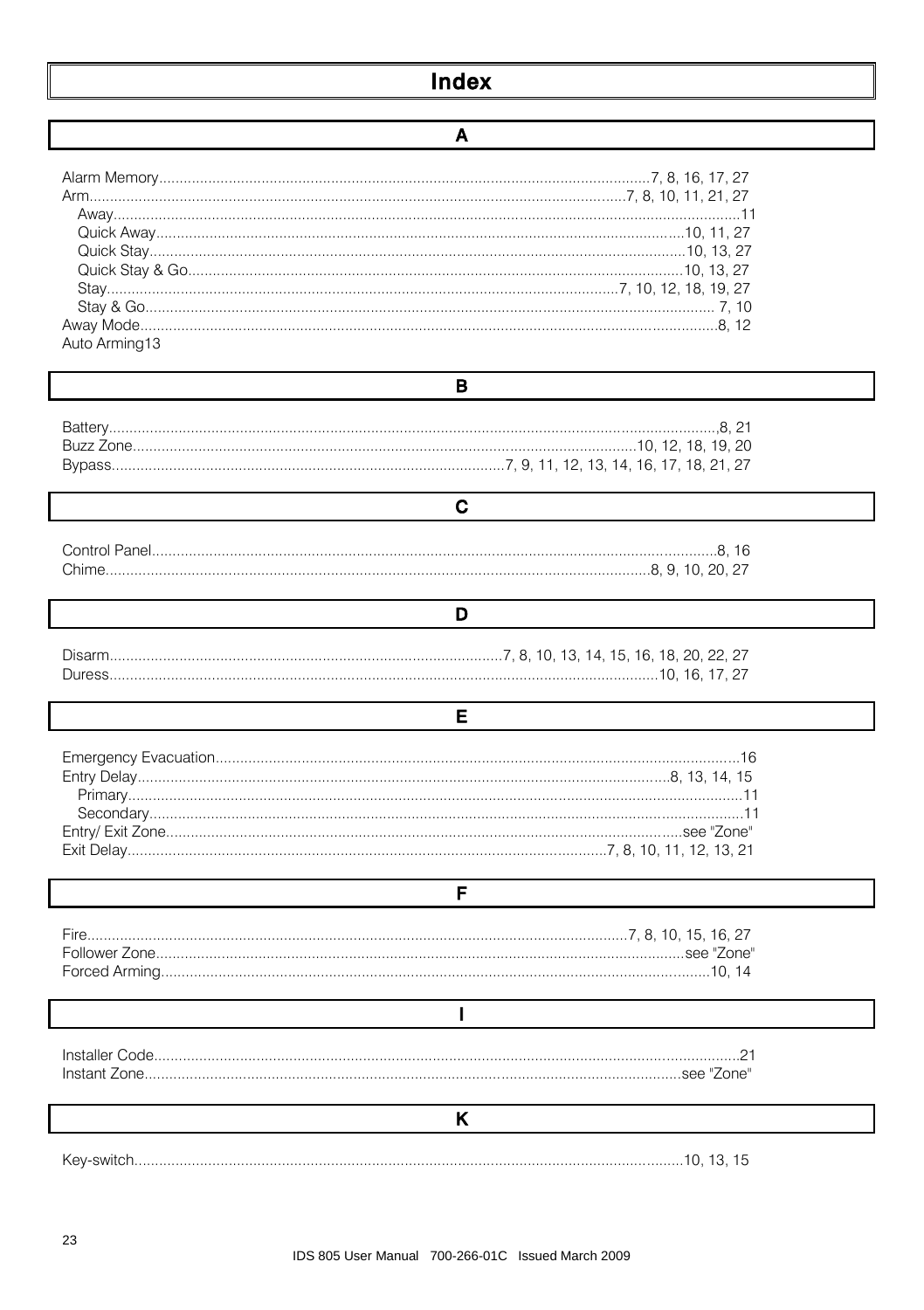# Index

## A

Alarm Memory....7, 8, 16, 17, 27
Arm....7, 8, 10, 11, 21, 27
- Away....11
- Quick Away....10, 11, 27
- Quick Stay....10, 13, 27
- Quick Stay & Go....10, 13, 27
- Stay....7, 10, 12, 18, 19, 27
- Stay & Go.... 7, 10

Away Mode....8, 12
Auto Arming13

## B

Battery....,8, 21
Buzz Zone....10, 12, 18, 19, 20
Bypass....7, 9, 11, 12, 13, 14, 16, 17, 18, 21, 27

## C

Control Panel....8, 16
Chime....8, 9, 10, 20, 27

## D

Disarm....7, 8, 10, 13, 14, 15, 16, 18, 20, 22, 27
Duress....10, 16, 17, 27

## E

Emergency Evacuation....16
Entry Delay....8, 13, 14, 15
- Primary....11
- Secondary....11

Entry/ Exit Zone....see "Zone"
Exit Delay....7, 8, 10, 11, 12, 13, 21

## F

Fire....7, 8, 10, 15, 16, 27
Follower Zone....see "Zone"
Forced Arming....10, 14

## I

Installer Code....21
Instant Zone....see "Zone"

## K

Key-switch....10, 13, 15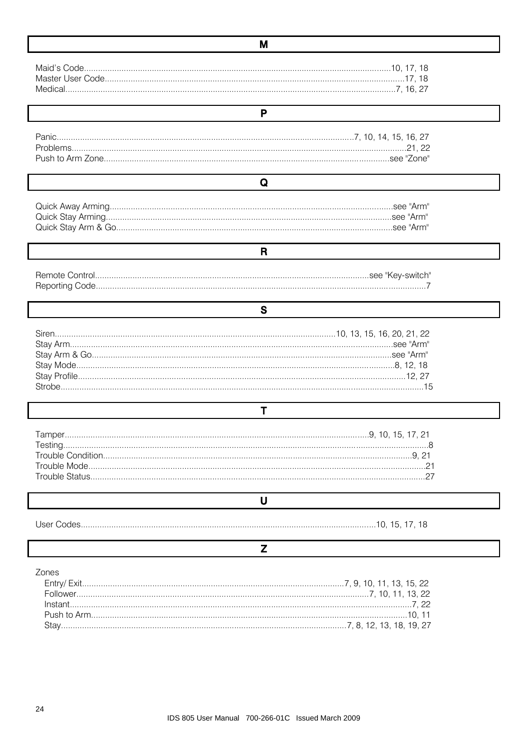## M

Maid's Code..........10, 17, 18
Master User Code..........17, 18
Medical..........7, 16, 27

## P

Panic..........7, 10, 14, 15, 16, 27
Problems..........21, 22
Push to Arm Zone..........see "Zone"

## Q

Quick Away Arming..........see "Arm"
Quick Stay Arming..........see "Arm"
Quick Stay Arm & Go..........see "Arm"

## R

Remote Control..........see "Key-switch"
Reporting Code..........7

## S

Siren..........10, 13, 15, 16, 20, 21, 22
Stay Arm..........see "Arm"
Stay Arm & Go..........see "Arm"
Stay Mode..........8, 12, 18
Stay Profile..........12, 27
Strobe..........15

## T

Tamper..........9, 10, 15, 17, 21
Testing..........8
Trouble Condition..........9, 21
Trouble Mode..........21
Trouble Status..........27

## U

User Codes..........10, 15, 17, 18

## Z

Zones
- Entry/ Exit..........7, 9, 10, 11, 13, 15, 22
- Follower..........7, 10, 11, 13, 22
- Instant..........7, 22
- Push to Arm..........10, 11
- Stay..........7, 8, 12, 13, 18, 19, 27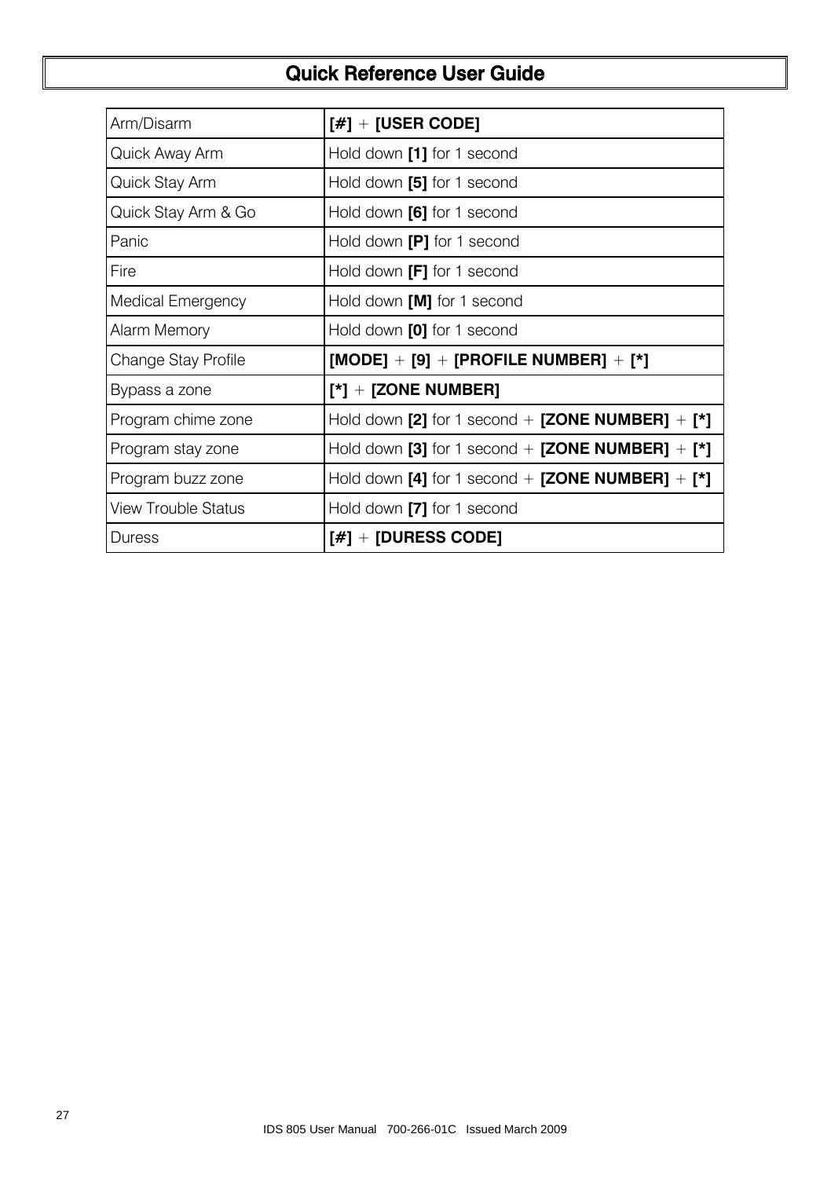# Quick Reference User Guide

| | |
|---|---|
| Arm/Disarm | **[#]** + **[USER CODE]** |
| Quick Away Arm | Hold down **[1]** for 1 second |
| Quick Stay Arm | Hold down **[5]** for 1 second |
| Quick Stay Arm & Go | Hold down **[6]** for 1 second |
| Panic | Hold down **[P]** for 1 second |
| Fire | Hold down **[F]** for 1 second |
| Medical Emergency | Hold down **[M]** for 1 second |
| Alarm Memory | Hold down **[0]** for 1 second |
| Change Stay Profile | **[MODE]** + **[9]** + **[PROFILE NUMBER]** + **[*]** |
| Bypass a zone | **[*]** + **[ZONE NUMBER]** |
| Program chime zone | Hold down **[2]** for 1 second + **[ZONE NUMBER]** + **[*]** |
| Program stay zone | Hold down **[3]** for 1 second + **[ZONE NUMBER]** + **[*]** |
| Program buzz zone | Hold down **[4]** for 1 second + **[ZONE NUMBER]** + **[*]** |
| View Trouble Status | Hold down **[7]** for 1 second |
| Duress | **[#]** + **[DURESS CODE]** |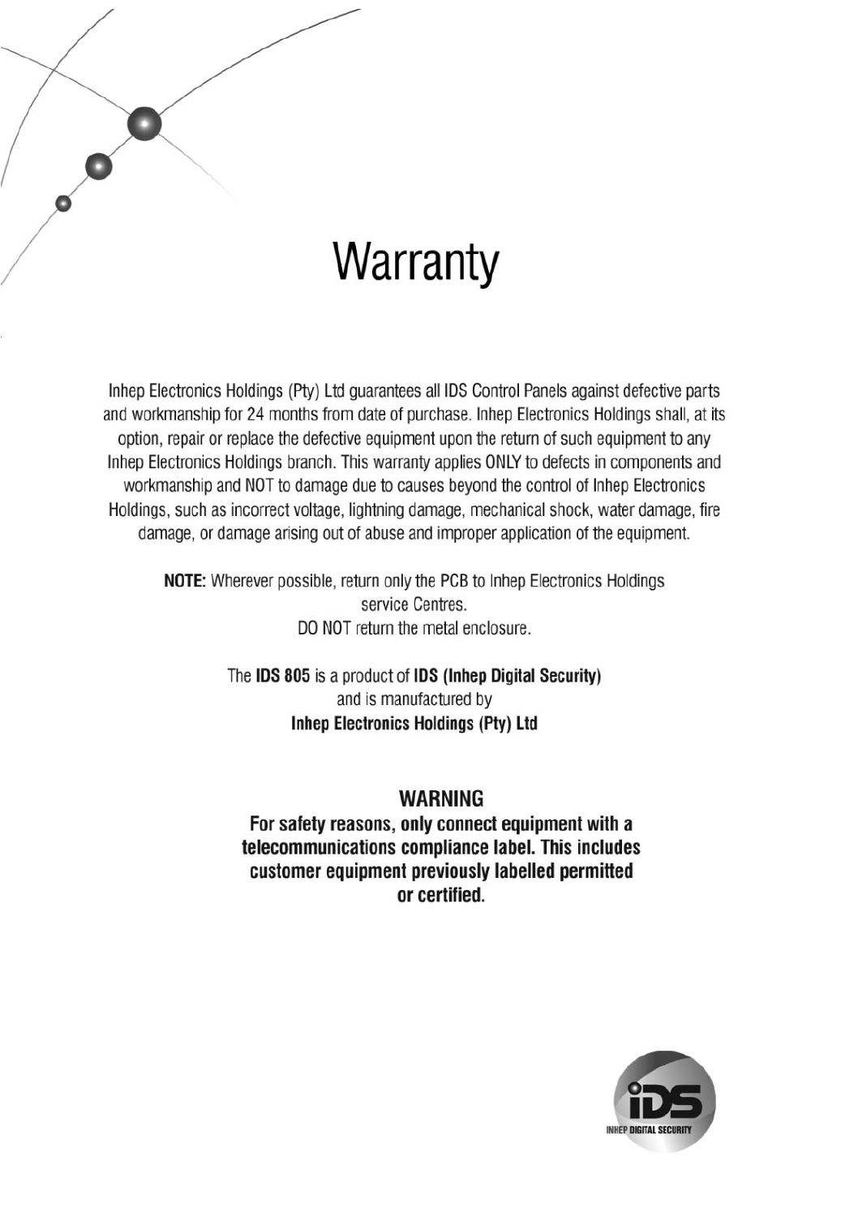# Warranty

Inhep Electronics Holdings (Pty) Ltd guarantees all IDS Control Panels against defective parts and workmanship for 24 months from date of purchase. Inhep Electronics Holdings shall, at its option, repair or replace the defective equipment upon the return of such equipment to any Inhep Electronics Holdings branch. This warranty applies ONLY to defects in components and workmanship and NOT to damage due to causes beyond the control of Inhep Electronics Holdings, such as incorrect voltage, lightning damage, mechanical shock, water damage, fire damage, or damage arising out of abuse and improper application of the equipment.

**NOTE:** Wherever possible, return only the PCB to Inhep Electronics Holdings service Centres.
DO NOT return the metal enclosure.

The **IDS 805** is a product of **IDS (Inhep Digital Security)** and is manufactured by **Inhep Electronics Holdings (Pty) Ltd**

**WARNING**

**For safety reasons, only connect equipment with a telecommunications compliance label. This includes customer equipment previously labelled permitted or certified.**

IDS
INHEP DIGITAL SECURITY